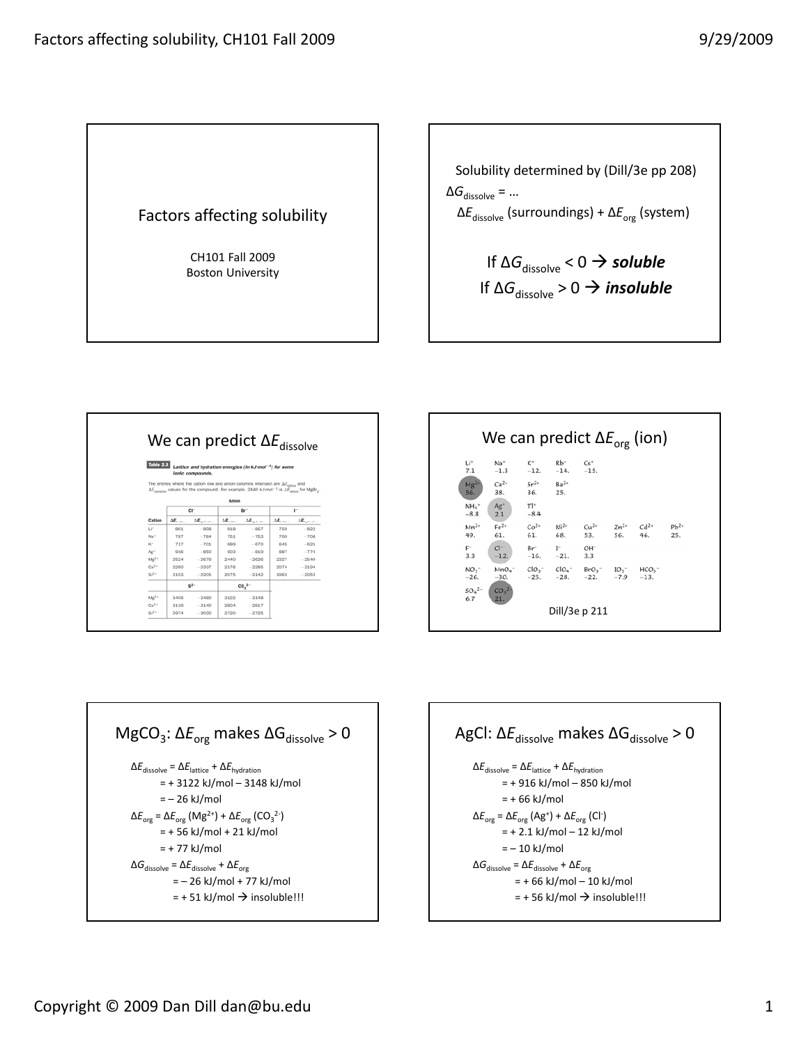# Factors affecting solubility

CH101 Fall 2009
Boston University

---

Solubility determined by (Dill/3e pp 208)

$\Delta G_{dissolve}$ = …

$\Delta E_{dissolve}$ (surroundings) + $\Delta E_{org}$ (system)

If $\Delta G_{dissolve} < 0 \rightarrow$ ***soluble***

If $\Delta G_{dissolve} > 0 \rightarrow$ ***insoluble***

---

## We can predict $\Delta E_{dissolve}$

**Table 2.3** Lattice and hydration energies (in $kJ \cdot mol^{-1}$) for some ionic compounds.

The entries where the cation row and anion columns intersect are $\Delta E_{lattice}$ and $\Delta E_{hydration}$ values for the compound. For example, 2440 $kJ \cdot mol^{-1}$ is $\Delta E_{lattice}$ for $MgBr_2$.

| Cation | $Cl^-$ $\Delta E_{lattice}$ | $Cl^-$ $\Delta E_{hydration}$ | $Br^-$ $\Delta E_{lattice}$ | $Br^-$ $\Delta E_{hydration}$ | $I^-$ $\Delta E_{lattice}$ | $I^-$ $\Delta E_{hydration}$ |
|---|---|---|---|---|---|---|
| $Li^+$ | 861 | −898 | 818 | −867 | 759 | −822 |
| $Na^+$ | 787 | −784 | 751 | −753 | 700 | −708 |
| $K^+$ | 717 | −701 | 689 | −670 | 645 | −625 |
| $Ag^+$ | 916 | −850 | 903 | −819 | 887 | −774 |
| $Mg^{2+}$ | 2524 | −2670 | 2440 | −2626 | 2327 | −2540 |
| $Ca^{2+}$ | 2260 | −2337 | 2176 | −2285 | 2074 | −2194 |
| $Sr^{2+}$ | 2153 | −2205 | 2075 | −2143 | 1963 | −2053 |

| Cation | $S^{2-}$ $\Delta E_{lattice}$ | $S^{2-}$ $\Delta E_{hydration}$ | $CO_3^{2-}$ $\Delta E_{lattice}$ | $CO_3^{2-}$ $\Delta E_{hydration}$ |
|---|---|---|---|---|
| $Mg^{2+}$ | 3406 | −3460 | 3122 | −3148 |
| $Ca^{2+}$ | 3119 | −3140 | 2804 | −2817 |
| $Sr^{2+}$ | 2974 | −3030 | 2720 | −2725 |

---

## We can predict $\Delta E_{org}$ (ion)

| | | | | | | | |
|---|---|---|---|---|---|---|---|
| $Li^+$ 7.1 | $Na^+$ −1.3 | $K^+$ −12. | $Rb^+$ −14. | $Cs^+$ −15. | | | |
| $Mg^{2+}$ 56. | $Ca^{2+}$ 38. | $Sr^{2+}$ 36. | $Ba^{2+}$ 25. | | | | |
| $NH_4^+$ −8.8 | $Ag^+$ 2.1 | $Tl^+$ −8.4 | | | | | |
| $Mn^{2+}$ 49. | $Fe^{2+}$ 61. | $Co^{2+}$ 61. | $Ni^{2+}$ 68. | $Cu^{2+}$ 53. | $Zn^{2+}$ 56. | $Cd^{2+}$ 46. | $Pb^{2+}$ 25. |
| $F^-$ 3.3 | $Cl^-$ −12. | $Br^-$ −16. | $I^-$ −21. | $OH^-$ 3.3 | | | |
| $NO_3^-$ −26. | $MnO_4^-$ −30. | $ClO_3^-$ −25. | $ClO_4^-$ −28. | $BrO_3^-$ −22. | $IO_3^-$ −7.9 | $HCO_3^-$ −13. | |
| $SO_4^{2-}$ 6.7 | $CO_3^{2-}$ 21. | | | | | | |

Dill/3e p 211

---

## $MgCO_3$: $\Delta E_{org}$ makes $\Delta G_{dissolve} > 0$

$\Delta E_{dissolve} = \Delta E_{lattice} + \Delta E_{hydration}$

= + 3122 kJ/mol – 3148 kJ/mol

= – 26 kJ/mol

$\Delta E_{org} = \Delta E_{org}(Mg^{2+}) + \Delta E_{org}(CO_3^{2-})$

= + 56 kJ/mol + 21 kJ/mol

= + 77 kJ/mol

$\Delta G_{dissolve} = \Delta E_{dissolve} + \Delta E_{org}$

= – 26 kJ/mol + 77 kJ/mol

= + 51 kJ/mol → insoluble!!!

---

## AgCl: $\Delta E_{dissolve}$ makes $\Delta G_{dissolve} > 0$

$\Delta E_{dissolve} = \Delta E_{lattice} + \Delta E_{hydration}$

= + 916 kJ/mol – 850 kJ/mol

= + 66 kJ/mol

$\Delta E_{org} = \Delta E_{org}(Ag^+) + \Delta E_{org}(Cl^-)$

= + 2.1 kJ/mol – 12 kJ/mol

= – 10 kJ/mol

$\Delta G_{dissolve} = \Delta E_{dissolve} + \Delta E_{org}$

= + 66 kJ/mol – 10 kJ/mol

= + 56 kJ/mol → insoluble!!!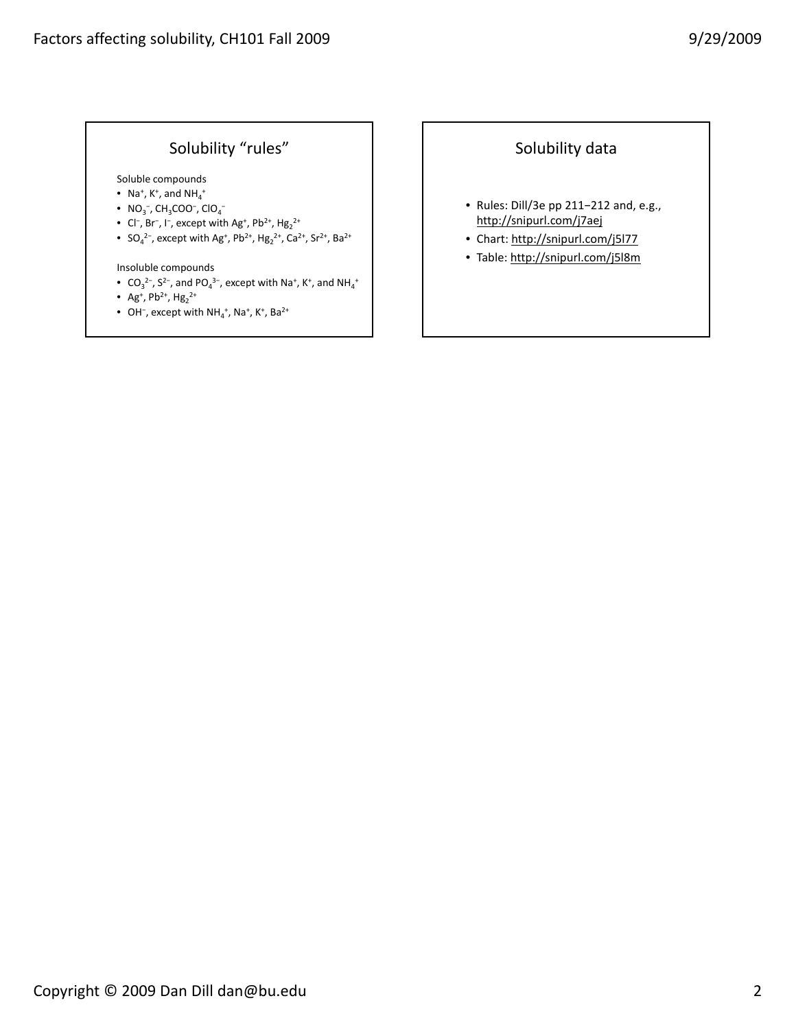## Solubility "rules"

Soluble compounds

- $Na^+$, $K^+$, and $NH_4^+$
- $NO_3^-$, $CH_3COO^-$, $ClO_4^-$
- $Cl^-$, $Br^-$, $I^-$, except with $Ag^+$, $Pb^{2+}$, $Hg_2^{2+}$
- $SO_4^{2-}$, except with $Ag^+$, $Pb^{2+}$, $Hg_2^{2+}$, $Ca^{2+}$, $Sr^{2+}$, $Ba^{2+}$

Insoluble compounds

- $CO_3^{2-}$, $S^{2-}$, and $PO_4^{3-}$, except with $Na^+$, $K^+$, and $NH_4^+$
- $Ag^+$, $Pb^{2+}$, $Hg_2^{2+}$
- $OH^-$, except with $NH_4^+$, $Na^+$, $K^+$, $Ba^{2+}$

## Solubility data

- Rules: Dill/3e pp 211−212 and, e.g., http://snipurl.com/j7aej
- Chart: http://snipurl.com/j5l77
- Table: http://snipurl.com/j5l8m